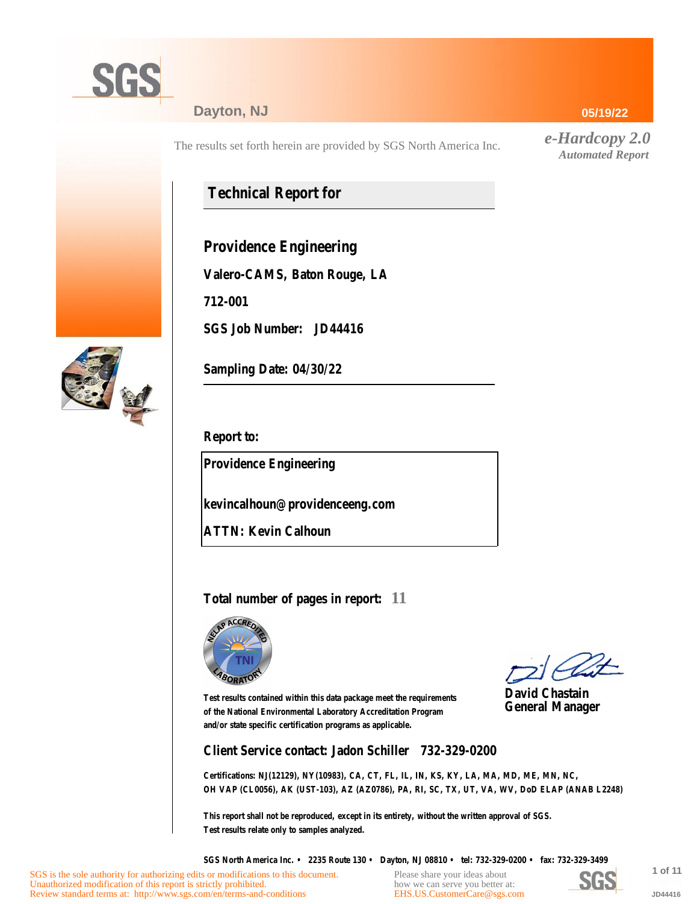SGS

Dayton, NJ

05/19/22

The results set forth herein are provided by SGS North America Inc.

*e-Hardcopy 2.0*
*Automated Report*

## Technical Report for

**Providence Engineering**

**Valero-CAMS, Baton Rouge, LA**

**712-001**

**SGS Job Number: JD44416**

**Sampling Date: 04/30/22**

**Report to:**

**Providence Engineering**

**kevincalhoun@providenceeng.com**

**ATTN: Kevin Calhoun**

**Total number of pages in report: 11**

Test results contained within this data package meet the requirements of the National Environmental Laboratory Accreditation Program and/or state specific certification programs as applicable.

**David Chastain**
**General Manager**

**Client Service contact: Jadon Schiller 732-329-0200**

Certifications: NJ(12129), NY(10983), CA, CT, FL, IL, IN, KS, KY, LA, MA, MD, ME, MN, NC, OH VAP (CL0056), AK (UST-103), AZ (AZ0786), PA, RI, SC, TX, UT, VA, WV, DoD ELAP (ANAB L2248)

This report shall not be reproduced, except in its entirety, without the written approval of SGS.
Test results relate only to samples analyzed.

SGS North America Inc. • 2235 Route 130 • Dayton, NJ 08810 • tel: 732-329-0200 • fax: 732-329-3499

SGS is the sole authority for authorizing edits or modifications to this document.
Unauthorized modification of this report is strictly prohibited.
Review standard terms at: http://www.sgs.com/en/terms-and-conditions

Please share your ideas about how we can serve you better at:
EHS.US.CustomerCare@sgs.com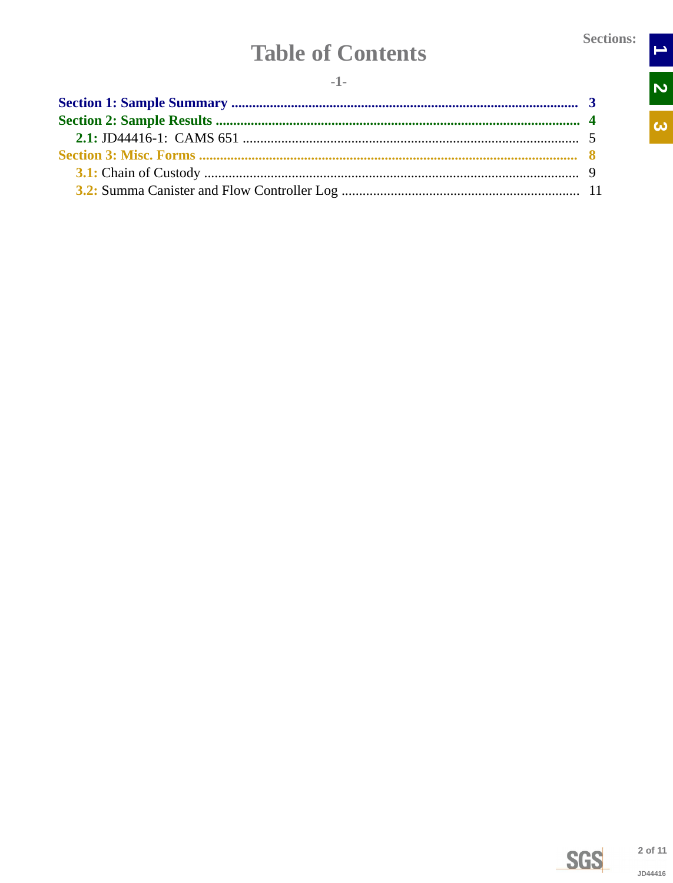# Table of Contents

-1-

**Section 1: Sample Summary** ........................................................ **3**

**Section 2: Sample Results** ........................................................ **4**

  **2.1:** JD44416-1: CAMS 651 ........................................................ 5

**Section 3: Misc. Forms** ........................................................ **8**

  **3.1:** Chain of Custody ........................................................ 9

  **3.2:** Summa Canister and Flow Controller Log ........................................................ 11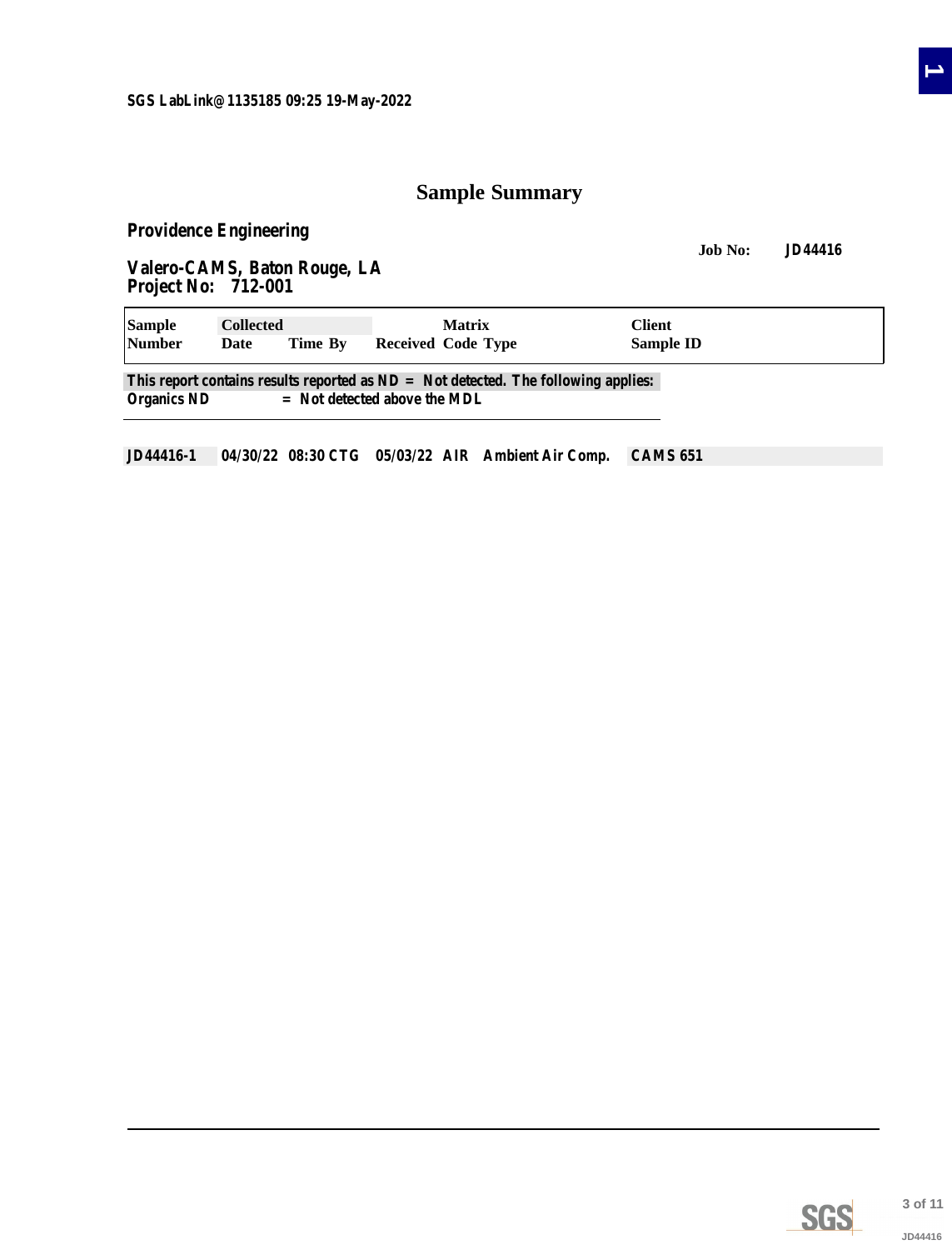SGS LabLink@1135185 09:25 19-May-2022

# Sample Summary

**Providence Engineering**

**Job No: JD44416**

**Valero-CAMS, Baton Rouge, LA**
**Project No: 712-001**

| Sample Number | Collected Date | Time | By | Received | Matrix Code | Type | Client Sample ID |
|---|---|---|---|---|---|---|---|
| JD44416-1 | 04/30/22 | 08:30 | CTG | 05/03/22 | AIR | Ambient Air Comp. | CAMS 651 |

This report contains results reported as ND = Not detected. The following applies:
Organics ND = Not detected above the MDL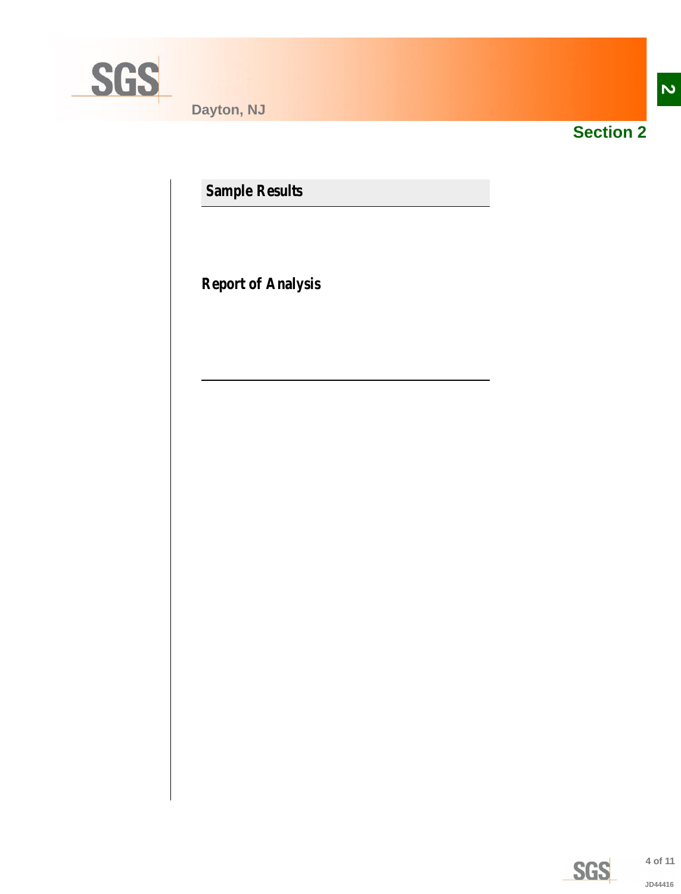# Section 2

## Sample Results

### Report of Analysis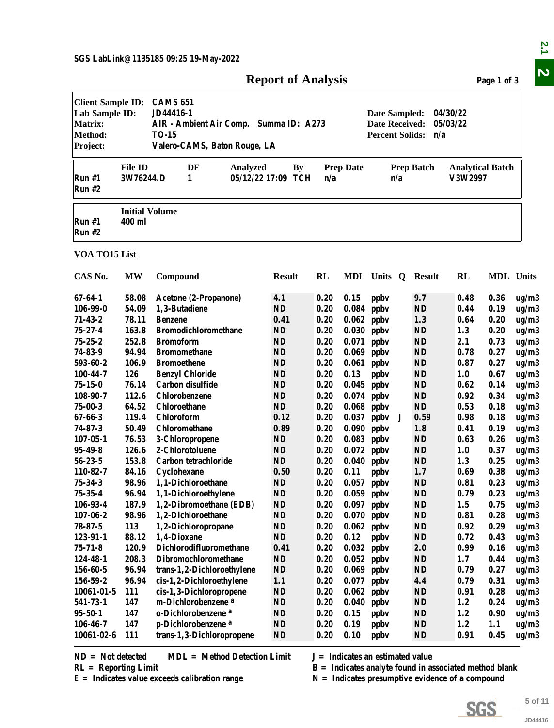SGS LabLink@1135185 09:25 19-May-2022

# Report of Analysis

| | | | |
|---|---|---|---|
| **Client Sample ID:** | CAMS 651 | | |
| **Lab Sample ID:** | JD44416-1 | **Date Sampled:** | 04/30/22 |
| **Matrix:** | AIR - Ambient Air Comp. Summa ID: A273 | **Date Received:** | 05/03/22 |
| **Method:** | TO-15 | **Percent Solids:** | n/a |
| **Project:** | Valero-CAMS, Baton Rouge, LA | | |

| | File ID | DF | Analyzed | By | Prep Date | Prep Batch | Analytical Batch |
|---|---|---|---|---|---|---|---|
| Run #1 | 3W76244.D | 1 | 05/12/22 17:09 | TCH | n/a | n/a | V3W2997 |
| Run #2 | | | | | | | |

| | Initial Volume |
|---|---|
| Run #1 | 400 ml |
| Run #2 | |

**VOA TO15 List**

| CAS No. | MW | Compound | Result | RL | MDL | Units | Q | Result | RL | MDL | Units |
|---|---|---|---|---|---|---|---|---|---|---|---|
| 67-64-1 | 58.08 | Acetone (2-Propanone) | 4.1 | 0.20 | 0.15 | ppbv | | 9.7 | 0.48 | 0.36 | ug/m3 |
| 106-99-0 | 54.09 | 1,3-Butadiene | ND | 0.20 | 0.084 | ppbv | | ND | 0.44 | 0.19 | ug/m3 |
| 71-43-2 | 78.11 | Benzene | 0.41 | 0.20 | 0.062 | ppbv | | 1.3 | 0.64 | 0.20 | ug/m3 |
| 75-27-4 | 163.8 | Bromodichloromethane | ND | 0.20 | 0.030 | ppbv | | ND | 1.3 | 0.20 | ug/m3 |
| 75-25-2 | 252.8 | Bromoform | ND | 0.20 | 0.071 | ppbv | | ND | 2.1 | 0.73 | ug/m3 |
| 74-83-9 | 94.94 | Bromomethane | ND | 0.20 | 0.069 | ppbv | | ND | 0.78 | 0.27 | ug/m3 |
| 593-60-2 | 106.9 | Bromoethene | ND | 0.20 | 0.061 | ppbv | | ND | 0.87 | 0.27 | ug/m3 |
| 100-44-7 | 126 | Benzyl Chloride | ND | 0.20 | 0.13 | ppbv | | ND | 1.0 | 0.67 | ug/m3 |
| 75-15-0 | 76.14 | Carbon disulfide | ND | 0.20 | 0.045 | ppbv | | ND | 0.62 | 0.14 | ug/m3 |
| 108-90-7 | 112.6 | Chlorobenzene | ND | 0.20 | 0.074 | ppbv | | ND | 0.92 | 0.34 | ug/m3 |
| 75-00-3 | 64.52 | Chloroethane | ND | 0.20 | 0.068 | ppbv | | ND | 0.53 | 0.18 | ug/m3 |
| 67-66-3 | 119.4 | Chloroform | 0.12 | 0.20 | 0.037 | ppbv | J | 0.59 | 0.98 | 0.18 | ug/m3 |
| 74-87-3 | 50.49 | Chloromethane | 0.89 | 0.20 | 0.090 | ppbv | | 1.8 | 0.41 | 0.19 | ug/m3 |
| 107-05-1 | 76.53 | 3-Chloropropene | ND | 0.20 | 0.083 | ppbv | | ND | 0.63 | 0.26 | ug/m3 |
| 95-49-8 | 126.6 | 2-Chlorotoluene | ND | 0.20 | 0.072 | ppbv | | ND | 1.0 | 0.37 | ug/m3 |
| 56-23-5 | 153.8 | Carbon tetrachloride | ND | 0.20 | 0.040 | ppbv | | ND | 1.3 | 0.25 | ug/m3 |
| 110-82-7 | 84.16 | Cyclohexane | 0.50 | 0.20 | 0.11 | ppbv | | 1.7 | 0.69 | 0.38 | ug/m3 |
| 75-34-3 | 98.96 | 1,1-Dichloroethane | ND | 0.20 | 0.057 | ppbv | | ND | 0.81 | 0.23 | ug/m3 |
| 75-35-4 | 96.94 | 1,1-Dichloroethylene | ND | 0.20 | 0.059 | ppbv | | ND | 0.79 | 0.23 | ug/m3 |
| 106-93-4 | 187.9 | 1,2-Dibromoethane (EDB) | ND | 0.20 | 0.097 | ppbv | | ND | 1.5 | 0.75 | ug/m3 |
| 107-06-2 | 98.96 | 1,2-Dichloroethane | ND | 0.20 | 0.070 | ppbv | | ND | 0.81 | 0.28 | ug/m3 |
| 78-87-5 | 113 | 1,2-Dichloropropane | ND | 0.20 | 0.062 | ppbv | | ND | 0.92 | 0.29 | ug/m3 |
| 123-91-1 | 88.12 | 1,4-Dioxane | ND | 0.20 | 0.12 | ppbv | | ND | 0.72 | 0.43 | ug/m3 |
| 75-71-8 | 120.9 | Dichlorodifluoromethane | 0.41 | 0.20 | 0.032 | ppbv | | 2.0 | 0.99 | 0.16 | ug/m3 |
| 124-48-1 | 208.3 | Dibromochloromethane | ND | 0.20 | 0.052 | ppbv | | ND | 1.7 | 0.44 | ug/m3 |
| 156-60-5 | 96.94 | trans-1,2-Dichloroethylene | ND | 0.20 | 0.069 | ppbv | | ND | 0.79 | 0.27 | ug/m3 |
| 156-59-2 | 96.94 | cis-1,2-Dichloroethylene | 1.1 | 0.20 | 0.077 | ppbv | | 4.4 | 0.79 | 0.31 | ug/m3 |
| 10061-01-5 | 111 | cis-1,3-Dichloropropene | ND | 0.20 | 0.062 | ppbv | | ND | 0.91 | 0.28 | ug/m3 |
| 541-73-1 | 147 | m-Dichlorobenzene [a] | ND | 0.20 | 0.040 | ppbv | | ND | 1.2 | 0.24 | ug/m3 |
| 95-50-1 | 147 | o-Dichlorobenzene [a] | ND | 0.20 | 0.15 | ppbv | | ND | 1.2 | 0.90 | ug/m3 |
| 106-46-7 | 147 | p-Dichlorobenzene [a] | ND | 0.20 | 0.19 | ppbv | | ND | 1.2 | 1.1 | ug/m3 |
| 10061-02-6 | 111 | trans-1,3-Dichloropropene | ND | 0.20 | 0.10 | ppbv | | ND | 0.91 | 0.45 | ug/m3 |

ND = Not detected  MDL = Method Detection Limit  J = Indicates an estimated value
RL = Reporting Limit  B = Indicates analyte found in associated method blank
E = Indicates value exceeds calibration range  N = Indicates presumptive evidence of a compound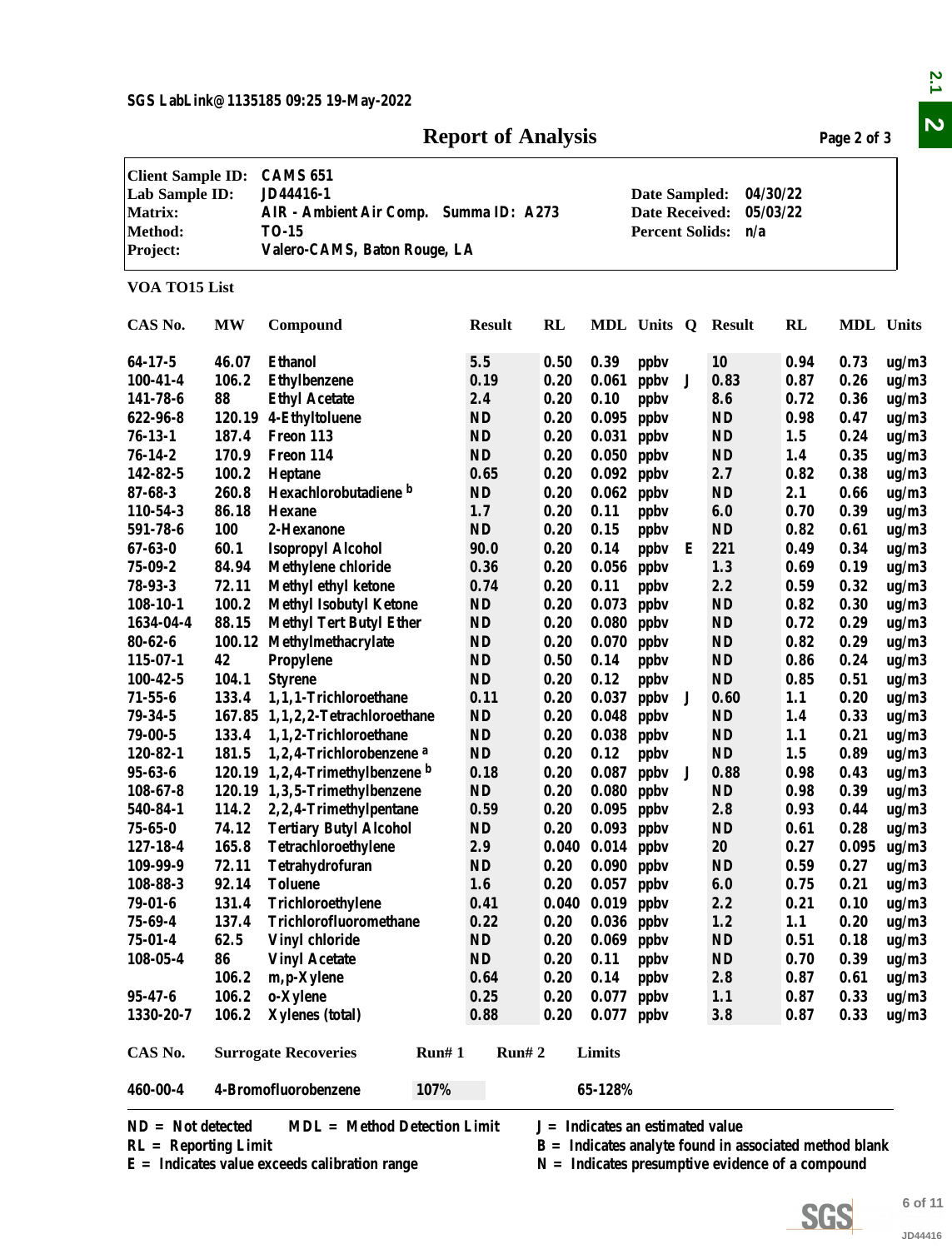SGS LabLink@1135185 09:25 19-May-2022

# Report of Analysis

| | | | |
|---|---|---|---|
| **Client Sample ID:** | CAMS 651 | | |
| **Lab Sample ID:** | JD44416-1 | **Date Sampled:** | 04/30/22 |
| **Matrix:** | AIR - Ambient Air Comp. Summa ID: A273 | **Date Received:** | 05/03/22 |
| **Method:** | TO-15 | **Percent Solids:** | n/a |
| **Project:** | Valero-CAMS, Baton Rouge, LA | | |

## VOA TO15 List

| CAS No. | MW | Compound | Result | RL | MDL | Units | Q | Result | RL | MDL | Units |
|---|---|---|---|---|---|---|---|---|---|---|---|
| 64-17-5 | 46.07 | Ethanol | 5.5 | 0.50 | 0.39 | ppbv | | 10 | 0.94 | 0.73 | ug/m3 |
| 100-41-4 | 106.2 | Ethylbenzene | 0.19 | 0.20 | 0.061 | ppbv | J | 0.83 | 0.87 | 0.26 | ug/m3 |
| 141-78-6 | 88 | Ethyl Acetate | 2.4 | 0.20 | 0.10 | ppbv | | 8.6 | 0.72 | 0.36 | ug/m3 |
| 622-96-8 | 120.19 | 4-Ethyltoluene | ND | 0.20 | 0.095 | ppbv | | ND | 0.98 | 0.47 | ug/m3 |
| 76-13-1 | 187.4 | Freon 113 | ND | 0.20 | 0.031 | ppbv | | ND | 1.5 | 0.24 | ug/m3 |
| 76-14-2 | 170.9 | Freon 114 | ND | 0.20 | 0.050 | ppbv | | ND | 1.4 | 0.35 | ug/m3 |
| 142-82-5 | 100.2 | Heptane | 0.65 | 0.20 | 0.092 | ppbv | | 2.7 | 0.82 | 0.38 | ug/m3 |
| 87-68-3 | 260.8 | Hexachlorobutadiene [b] | ND | 0.20 | 0.062 | ppbv | | ND | 2.1 | 0.66 | ug/m3 |
| 110-54-3 | 86.18 | Hexane | 1.7 | 0.20 | 0.11 | ppbv | | 6.0 | 0.70 | 0.39 | ug/m3 |
| 591-78-6 | 100 | 2-Hexanone | ND | 0.20 | 0.15 | ppbv | | ND | 0.82 | 0.61 | ug/m3 |
| 67-63-0 | 60.1 | Isopropyl Alcohol | 90.0 | 0.20 | 0.14 | ppbv | E | 221 | 0.49 | 0.34 | ug/m3 |
| 75-09-2 | 84.94 | Methylene chloride | 0.36 | 0.20 | 0.056 | ppbv | | 1.3 | 0.69 | 0.19 | ug/m3 |
| 78-93-3 | 72.11 | Methyl ethyl ketone | 0.74 | 0.20 | 0.11 | ppbv | | 2.2 | 0.59 | 0.32 | ug/m3 |
| 108-10-1 | 100.2 | Methyl Isobutyl Ketone | ND | 0.20 | 0.073 | ppbv | | ND | 0.82 | 0.30 | ug/m3 |
| 1634-04-4 | 88.15 | Methyl Tert Butyl Ether | ND | 0.20 | 0.080 | ppbv | | ND | 0.72 | 0.29 | ug/m3 |
| 80-62-6 | 100.12 | Methylmethacrylate | ND | 0.20 | 0.070 | ppbv | | ND | 0.82 | 0.29 | ug/m3 |
| 115-07-1 | 42 | Propylene | ND | 0.50 | 0.14 | ppbv | | ND | 0.86 | 0.24 | ug/m3 |
| 100-42-5 | 104.1 | Styrene | ND | 0.20 | 0.12 | ppbv | | ND | 0.85 | 0.51 | ug/m3 |
| 71-55-6 | 133.4 | 1,1,1-Trichloroethane | 0.11 | 0.20 | 0.037 | ppbv | J | 0.60 | 1.1 | 0.20 | ug/m3 |
| 79-34-5 | 167.85 | 1,1,2,2-Tetrachloroethane | ND | 0.20 | 0.048 | ppbv | | ND | 1.4 | 0.33 | ug/m3 |
| 79-00-5 | 133.4 | 1,1,2-Trichloroethane | ND | 0.20 | 0.038 | ppbv | | ND | 1.1 | 0.21 | ug/m3 |
| 120-82-1 | 181.5 | 1,2,4-Trichlorobenzene [a] | ND | 0.20 | 0.12 | ppbv | | ND | 1.5 | 0.89 | ug/m3 |
| 95-63-6 | 120.19 | 1,2,4-Trimethylbenzene [b] | 0.18 | 0.20 | 0.087 | ppbv | J | 0.88 | 0.98 | 0.43 | ug/m3 |
| 108-67-8 | 120.19 | 1,3,5-Trimethylbenzene | ND | 0.20 | 0.080 | ppbv | | ND | 0.98 | 0.39 | ug/m3 |
| 540-84-1 | 114.2 | 2,2,4-Trimethylpentane | 0.59 | 0.20 | 0.095 | ppbv | | 2.8 | 0.93 | 0.44 | ug/m3 |
| 75-65-0 | 74.12 | Tertiary Butyl Alcohol | ND | 0.20 | 0.093 | ppbv | | ND | 0.61 | 0.28 | ug/m3 |
| 127-18-4 | 165.8 | Tetrachloroethylene | 2.9 | 0.040 | 0.014 | ppbv | | 20 | 0.27 | 0.095 | ug/m3 |
| 109-99-9 | 72.11 | Tetrahydrofuran | ND | 0.20 | 0.090 | ppbv | | ND | 0.59 | 0.27 | ug/m3 |
| 108-88-3 | 92.14 | Toluene | 1.6 | 0.20 | 0.057 | ppbv | | 6.0 | 0.75 | 0.21 | ug/m3 |
| 79-01-6 | 131.4 | Trichloroethylene | 0.41 | 0.040 | 0.019 | ppbv | | 2.2 | 0.21 | 0.10 | ug/m3 |
| 75-69-4 | 137.4 | Trichlorofluoromethane | 0.22 | 0.20 | 0.036 | ppbv | | 1.2 | 1.1 | 0.20 | ug/m3 |
| 75-01-4 | 62.5 | Vinyl chloride | ND | 0.20 | 0.069 | ppbv | | ND | 0.51 | 0.18 | ug/m3 |
| 108-05-4 | 86 | Vinyl Acetate | ND | 0.20 | 0.11 | ppbv | | ND | 0.70 | 0.39 | ug/m3 |
| | 106.2 | m,p-Xylene | 0.64 | 0.20 | 0.14 | ppbv | | 2.8 | 0.87 | 0.61 | ug/m3 |
| 95-47-6 | 106.2 | o-Xylene | 0.25 | 0.20 | 0.077 | ppbv | | 1.1 | 0.87 | 0.33 | ug/m3 |
| 1330-20-7 | 106.2 | Xylenes (total) | 0.88 | 0.20 | 0.077 | ppbv | | 3.8 | 0.87 | 0.33 | ug/m3 |

| CAS No. | Surrogate Recoveries | Run# 1 | Run# 2 | Limits |
|---|---|---|---|---|
| 460-00-4 | 4-Bromofluorobenzene | 107% | | 65-128% |

ND = Not detected MDL = Method Detection Limit J = Indicates an estimated value
RL = Reporting Limit B = Indicates analyte found in associated method blank
E = Indicates value exceeds calibration range N = Indicates presumptive evidence of a compound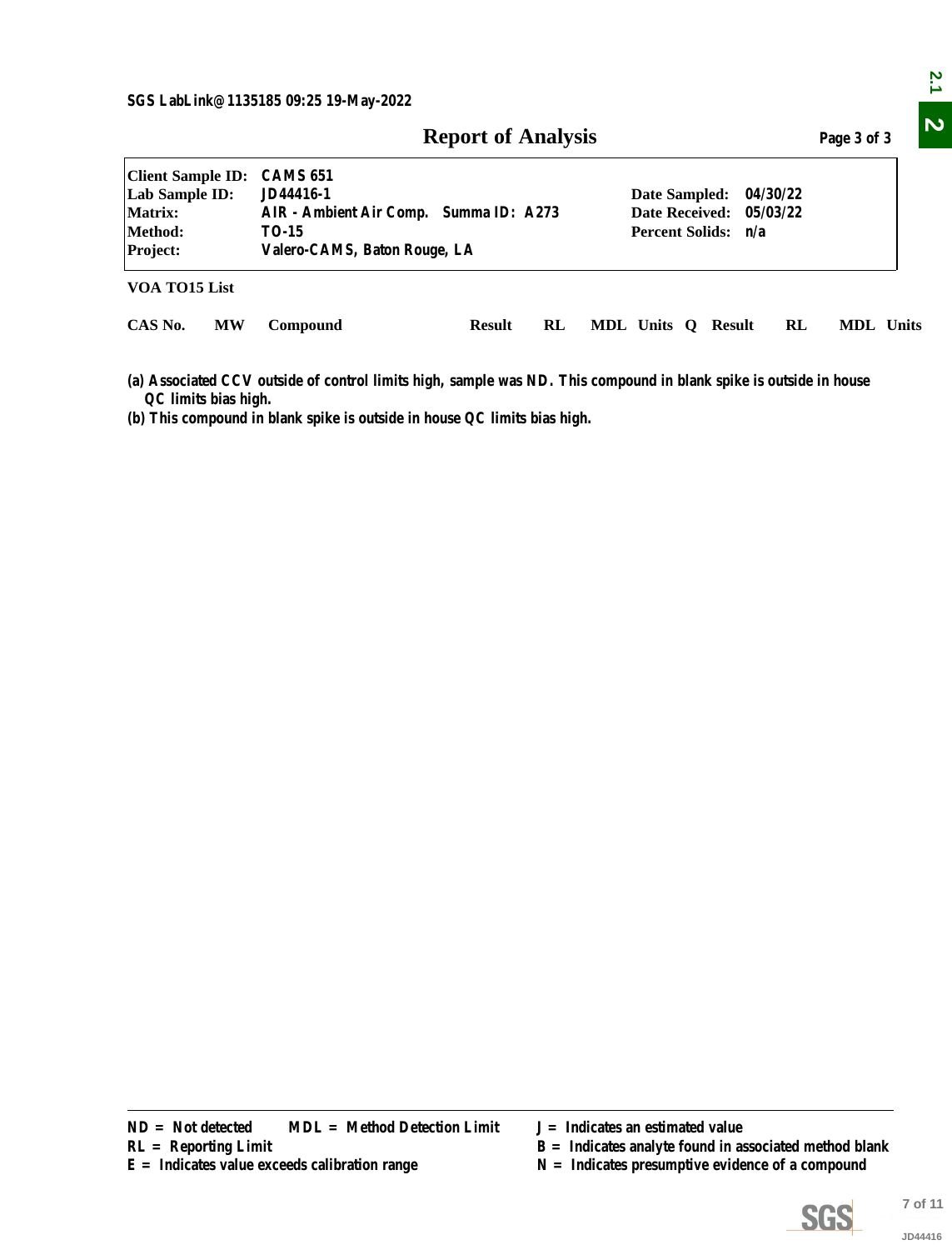SGS LabLink@1135185 09:25 19-May-2022

# Report of Analysis

Page 3 of 3

| | | | |
|---|---|---|---|
| **Client Sample ID:** | CAMS 651 | | |
| **Lab Sample ID:** | JD44416-1 | **Date Sampled:** | 04/30/22 |
| **Matrix:** | AIR - Ambient Air Comp. Summa ID: A273 | **Date Received:** | 05/03/22 |
| **Method:** | TO-15 | **Percent Solids:** | n/a |
| **Project:** | Valero-CAMS, Baton Rouge, LA | | |

**VOA TO15 List**

| CAS No. | MW | Compound | Result | RL | MDL | Units | Q | Result | RL | MDL | Units |
|---|---|---|---|---|---|---|---|---|---|---|---|

(a) Associated CCV outside of control limits high, sample was ND. This compound in blank spike is outside in house QC limits bias high.

(b) This compound in blank spike is outside in house QC limits bias high.

ND = Not detected  MDL = Method Detection Limit  J = Indicates an estimated value
RL = Reporting Limit  B = Indicates analyte found in associated method blank
E = Indicates value exceeds calibration range  N = Indicates presumptive evidence of a compound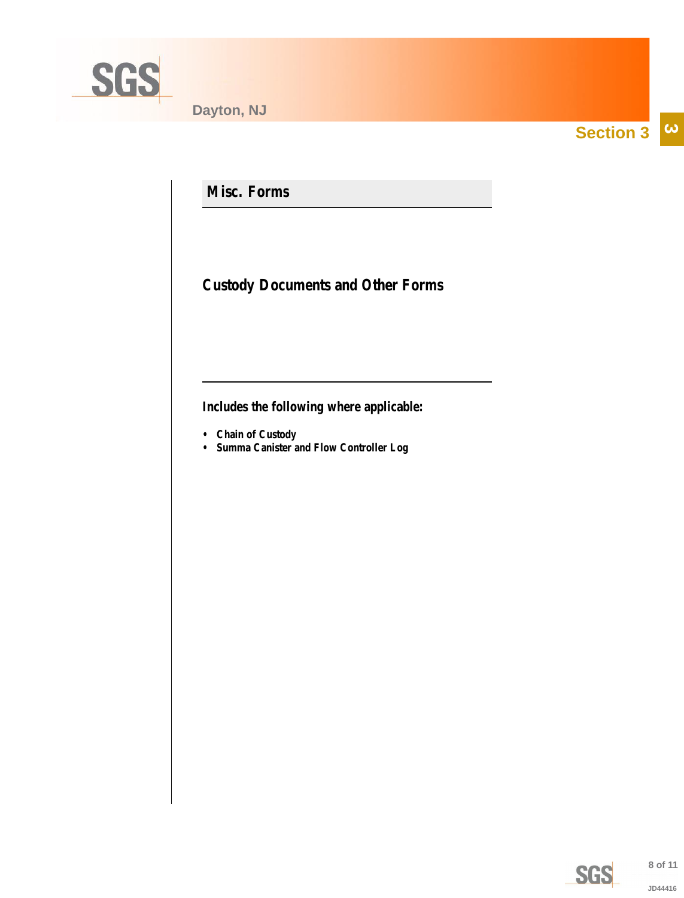Section 3

## Misc. Forms

### Custody Documents and Other Forms

**Includes the following where applicable:**

- Chain of Custody
- Summa Canister and Flow Controller Log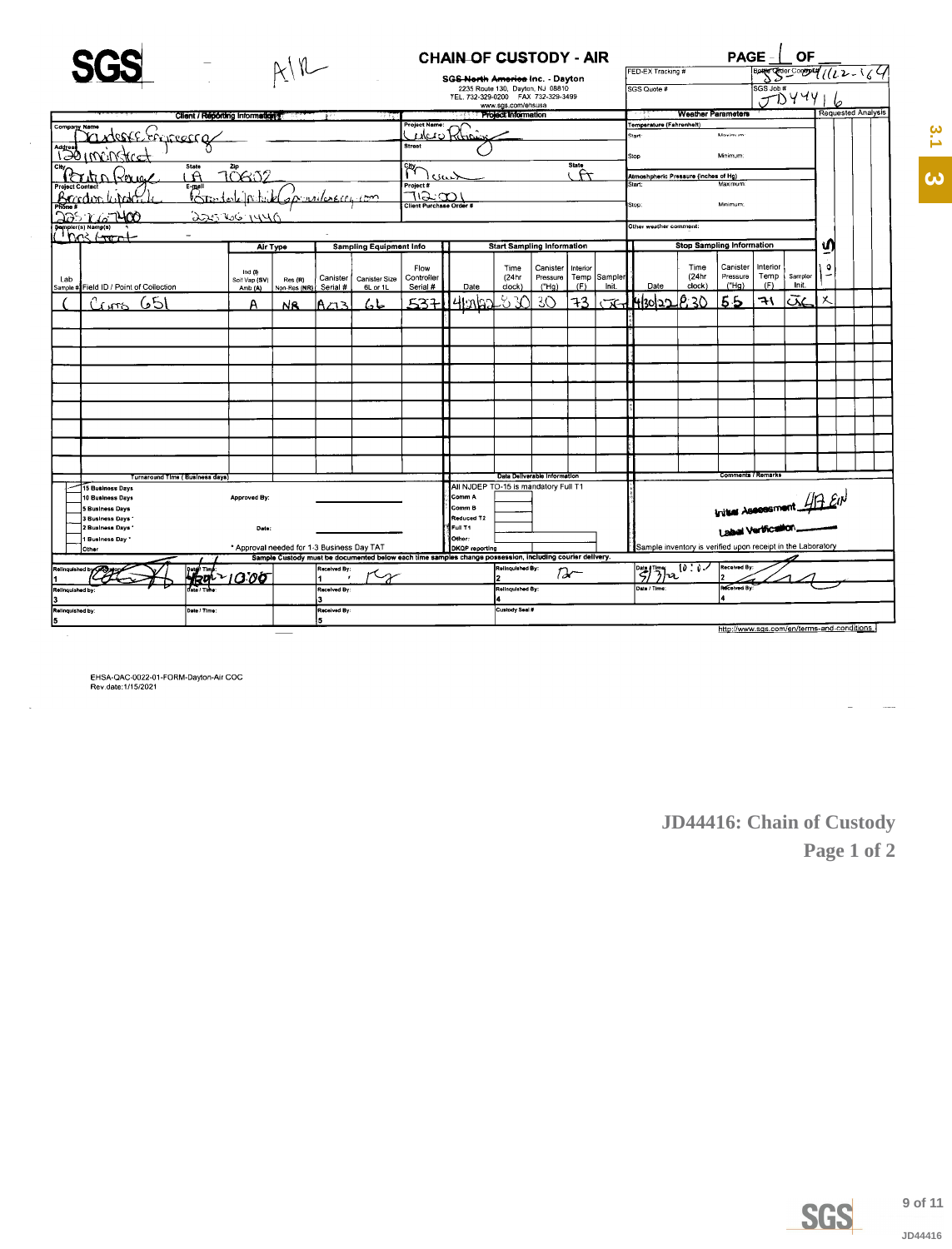# SGS — AIR

## CHAIN OF CUSTODY - AIR

**SGS North America Inc. - Dayton**
2235 Route 130, Dayton, NJ 08810
TEL. 732-329-0200 FAX 732-329-3499
www.sgs.com/ehsusa

PAGE 1 OF ___

FED-EX Tracking #:
Bottle Order Control #: 55-04/(22-164
SGS Quote #:
SGS Job #: JD44416

### Client / Reporting Information

Company Name: Anderson Engineering
Address: 1201 Main Street
City: Baton Rouge State: LA Zip: 70802
Project Contact: Brandon Wikstrom
E-mail: bwiksdtrom@anderson...eng.com
Phone #: 225-766-7400 / 225-766-1440
Sampler(s) Name(s): Chris Grant

### Project Information

Project Name: Vidro Refining
Street:
City: Moreauville State: LA
Project #: 712-001
Client Purchase Order #:

### Weather Parameters

Temperature (Fahrenheit) Start: Maximum: Stop: Minimum:
Atmospheric Pressure (inches of Hg) Start: Maximum: Stop: Minimum:
Other weather comment:

| Lab Sample # | Field ID / Point of Collection | Air Type: Ind (I) Soil Vap (SV) Amb (A) | Res (R) Non-Res (NR) | Canister Serial # | Canister Size 6L or 1L | Flow Controller Serial # | Start Date | Start Time (24hr clock) | Start Canister Pressure ("Hg) | Start Interior Temp (F) | Start Sampler Init. | Stop Date | Stop Time (24hr clock) | Stop Canister Pressure ("Hg) | Stop Interior Temp (F) | Stop Sampler Init. | Requested Analysis: TO-15 |
|---|---|---|---|---|---|---|---|---|---|---|---|---|---|---|---|---|---|
| 1 | Cans 651 | A | NR | A213 | 6L | 537 | 4/29/22 | 8:30 | 30 | 73 | CG | 4/30/22 | 8:30 | 5.5 | 71 | CG | X |

### Turnaround Time (Business days)

- 15 Business Days
- 10 Business Days
- 5 Business Days
- 3 Business Days *
- 2 Business Days *
- 1 Business Day *
- Other

Approved By:
Date:
\* Approval needed for 1-3 Business Day TAT

### Data Deliverable Information

All NJDEP TO-15 is mandatory Full T1
- Comm A
- Comm B
- Reduced T2
- Full T1
- Other:
- DKQP reporting

### Comments / Remarks

Initial Assessment 4IA EIN
Label Verification
Sample inventory is verified upon receipt in the Laboratory

**Sample Custody must be documented below each time samples change possession, including courier delivery.**

| Relinquished by Sampler: | Date / Time: | Received By: | Relinquished By: | Date / Time: | Received By: |
|---|---|---|---|---|---|
| 1 (signature) | 4/29/22 10:00 | 1 (signature) | 2 (signature) | 5/3/22 10:07 | 2 (signature) |
| Relinquished by: 3 | Date / Time: | Received By: 3 | Relinquished By: 4 | Date / Time: | Received By: 4 |
| Relinquished by: 5 | Date / Time: | Received By: 5 | Custody Seal # | | |

http://www.sgs.com/en/terms-and-conditions

EHSA-QAC-0022-01-FORM-Dayton-Air COC
Rev date:1/15/2021

**JD44416: Chain of Custody**
**Page 1 of 2**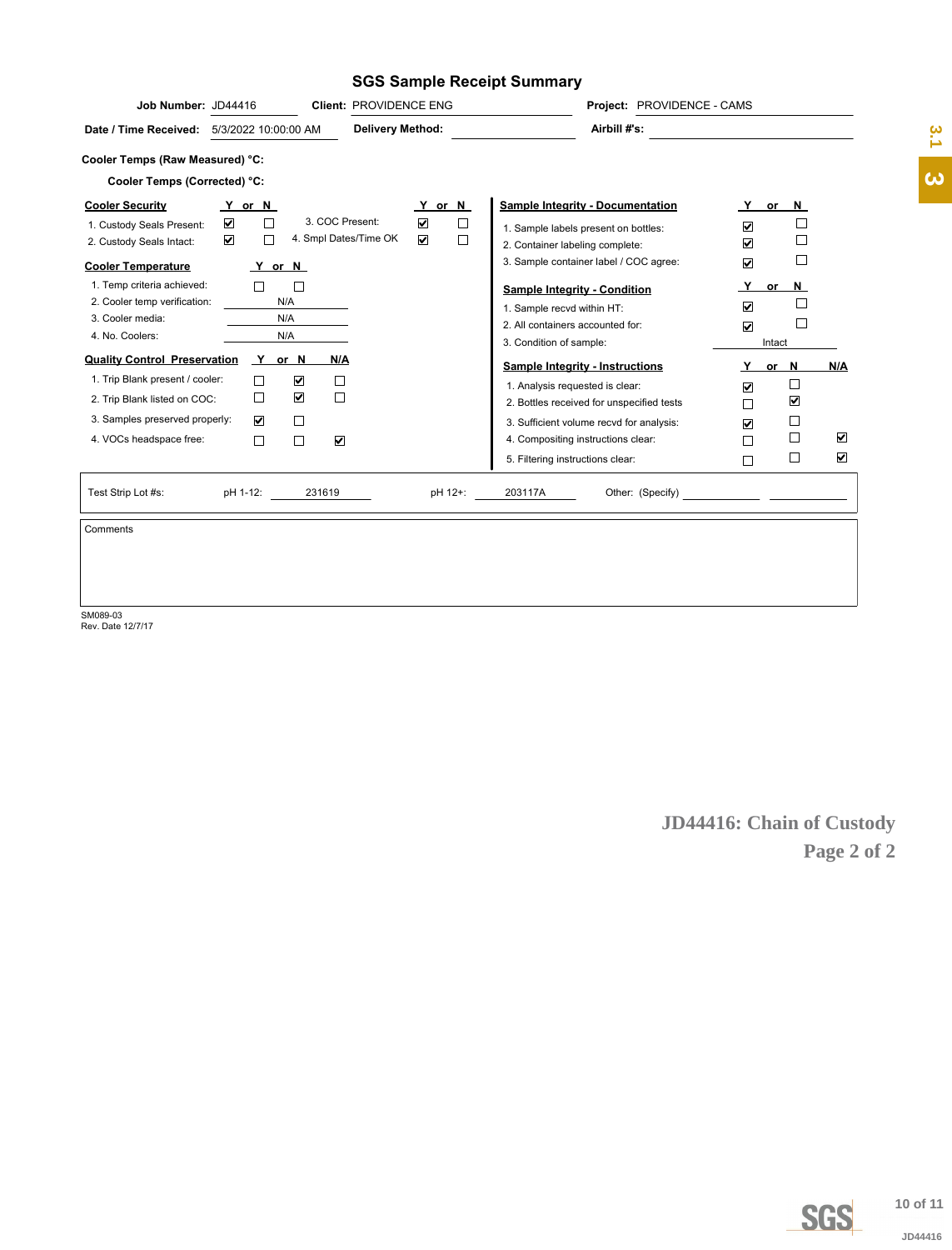# SGS Sample Receipt Summary

**Job Number:** JD44416 **Client:** PROVIDENCE ENG **Project:** PROVIDENCE - CAMS

**Date / Time Received:** 5/3/2022 10:00:00 AM **Delivery Method:** **Airbill #'s:**

**Cooler Temps (Raw Measured) °C:**

**Cooler Temps (Corrected) °C:**

| Cooler Security | Y | N |
|---|---|---|
| 1. Custody Seals Present: | ☑ | ☐ |
| 2. Custody Seals Intact: | ☑ | ☐ |
| 3. COC Present: | ☑ | ☐ |
| 4. Smpl Dates/Time OK | ☑ | ☐ |

| Cooler Temperature | Y | N |
|---|---|---|
| 1. Temp criteria achieved: | ☐ | ☐ |
| 2. Cooler temp verification: | N/A | |
| 3. Cooler media: | N/A | |
| 4. No. Coolers: | N/A | |

| Quality Control Preservation | Y | N | N/A |
|---|---|---|---|
| 1. Trip Blank present / cooler: | ☐ | ☑ | ☐ |
| 2. Trip Blank listed on COC: | ☐ | ☑ | ☐ |
| 3. Samples preserved properly: | ☑ | ☐ | |
| 4. VOCs headspace free: | ☐ | ☐ | ☑ |

| Sample Integrity - Documentation | Y | N |
|---|---|---|
| 1. Sample labels present on bottles: | ☑ | ☐ |
| 2. Container labeling complete: | ☑ | ☐ |
| 3. Sample container label / COC agree: | ☑ | ☐ |

| Sample Integrity - Condition | Y | N |
|---|---|---|
| 1. Sample recvd within HT: | ☑ | ☐ |
| 2. All containers accounted for: | ☑ | ☐ |
| 3. Condition of sample: | Intact | |

| Sample Integrity - Instructions | Y | N | N/A |
|---|---|---|---|
| 1. Analysis requested is clear: | ☑ | ☐ | |
| 2. Bottles received for unspecified tests | ☐ | ☑ | |
| 3. Sufficient volume recvd for analysis: | ☑ | ☐ | |
| 4. Compositing instructions clear: | ☐ | ☐ | ☑ |
| 5. Filtering instructions clear: | ☐ | ☐ | ☑ |

Test Strip Lot #s: pH 1-12: 231619 pH 12+: 203117A Other: (Specify)

Comments

SM089-03
Rev. Date 12/7/17

**JD44416: Chain of Custody**
**Page 2 of 2**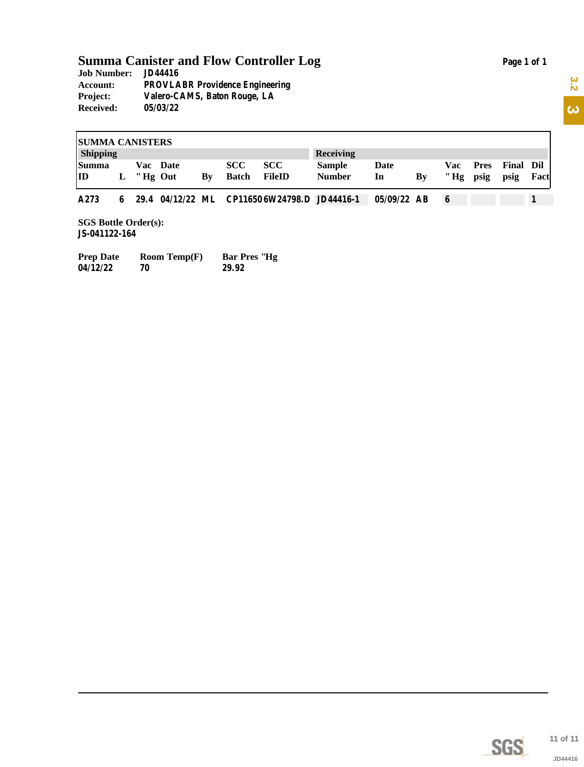# Summa Canister and Flow Controller Log

**Job Number:** JD44416
**Account:** PROVLABR Providence Engineering
**Project:** Valero-CAMS, Baton Rouge, LA
**Received:** 05/03/22

**SUMMA CANISTERS**

| Shipping | | | | | | | Receiving | | | | | | |
|---|---|---|---|---|---|---|---|---|---|---|---|---|---|
| Summa ID | L | Vac "Hg | Date Out | By | SCC Batch | SCC FileID | Sample Number | Date In | By | Vac "Hg | Pres psig | Final psig | Dil Fact |
| A273 | 6 | 29.4 | 04/12/22 | ML | CP11650 | 6W24798.D | JD44416-1 | 05/09/22 | AB | 6 | | | 1 |

**SGS Bottle Order(s):**
JS-041122-164

| Prep Date | Room Temp(F) | Bar Pres "Hg |
|---|---|---|
| 04/12/22 | 70 | 29.92 |